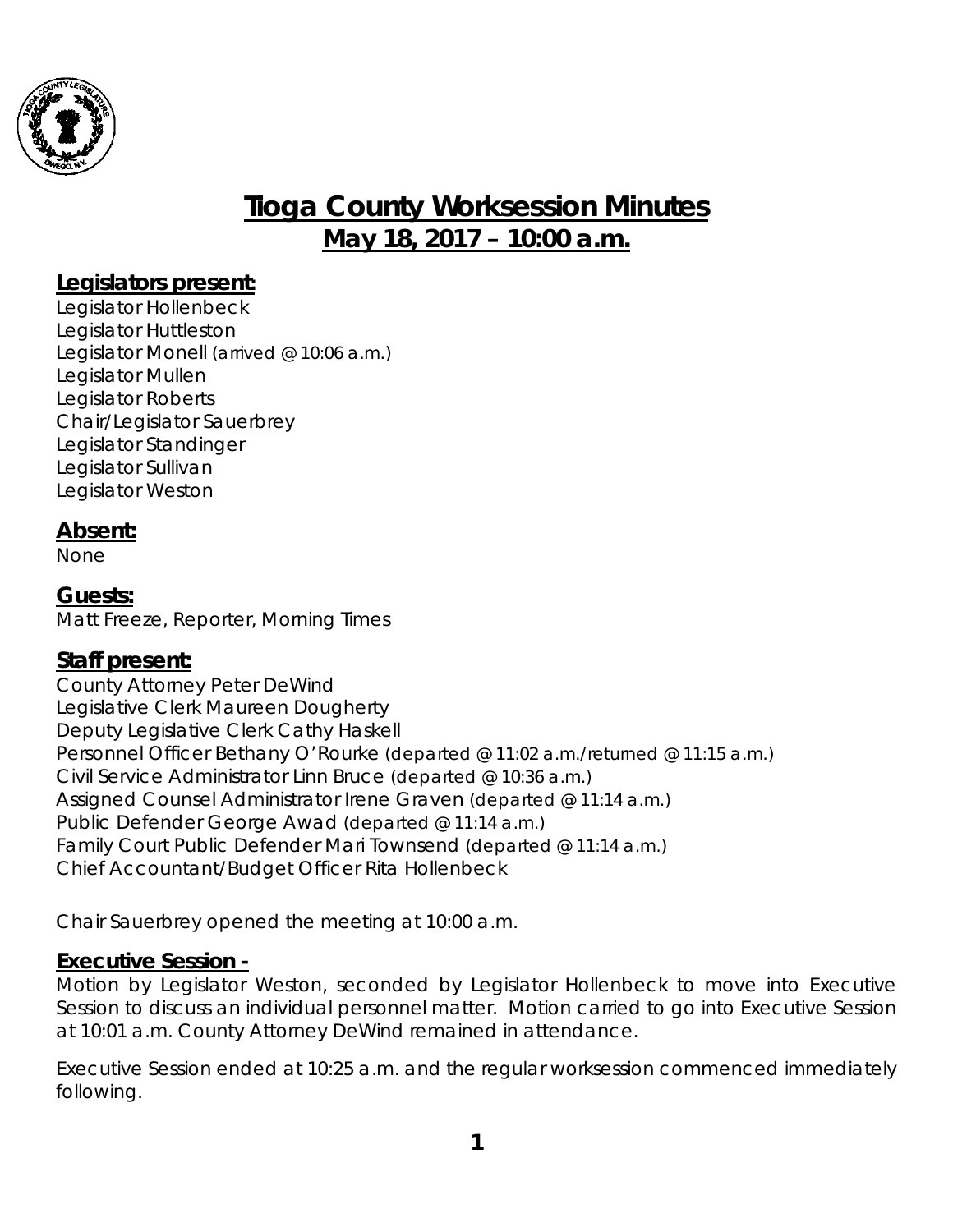# Tioga County Worksession Minutes
## May 18, 2017 – 10:00 a.m.

### Legislators present:
Legislator Hollenbeck
Legislator Huttleston
Legislator Monell (arrived @ 10:06 a.m.)
Legislator Mullen
Legislator Roberts
Chair/Legislator Sauerbrey
Legislator Standinger
Legislator Sullivan
Legislator Weston

### Absent:
None

### Guests:
Matt Freeze, Reporter, Morning Times

### Staff present:
County Attorney Peter DeWind
Legislative Clerk Maureen Dougherty
Deputy Legislative Clerk Cathy Haskell
Personnel Officer Bethany O'Rourke (departed @ 11:02 a.m./returned @ 11:15 a.m.)
Civil Service Administrator Linn Bruce (departed @ 10:36 a.m.)
Assigned Counsel Administrator Irene Graven (departed @ 11:14 a.m.)
Public Defender George Awad (departed @ 11:14 a.m.)
Family Court Public Defender Mari Townsend (departed @ 11:14 a.m.)
Chief Accountant/Budget Officer Rita Hollenbeck

Chair Sauerbrey opened the meeting at 10:00 a.m.

### Executive Session -
Motion by Legislator Weston, seconded by Legislator Hollenbeck to move into Executive Session to discuss an individual personnel matter. Motion carried to go into Executive Session at 10:01 a.m. County Attorney DeWind remained in attendance.

Executive Session ended at 10:25 a.m. and the regular worksession commenced immediately following.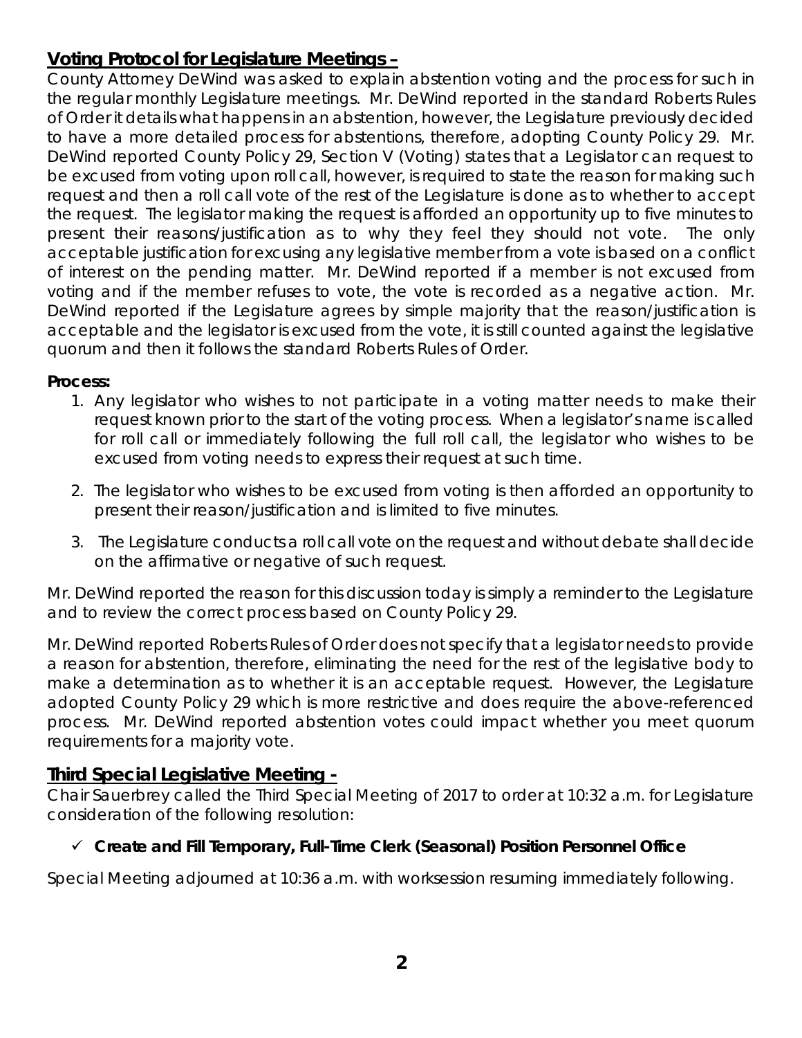## Voting Protocol for Legislature Meetings –

County Attorney DeWind was asked to explain abstention voting and the process for such in the regular monthly Legislature meetings. Mr. DeWind reported in the standard Roberts Rules of Order it details what happens in an abstention, however, the Legislature previously decided to have a more detailed process for abstentions, therefore, adopting County Policy 29. Mr. DeWind reported County Policy 29, Section V (Voting) states that a Legislator can request to be excused from voting upon roll call, however, is required to state the reason for making such request and then a roll call vote of the rest of the Legislature is done as to whether to accept the request. The legislator making the request is afforded an opportunity up to five minutes to present their reasons/justification as to why they feel they should not vote. The only acceptable justification for excusing any legislative member from a vote is based on a conflict of interest on the pending matter. Mr. DeWind reported if a member is not excused from voting and if the member refuses to vote, the vote is recorded as a negative action. Mr. DeWind reported if the Legislature agrees by simple majority that the reason/justification is acceptable and the legislator is excused from the vote, it is still counted against the legislative quorum and then it follows the standard Roberts Rules of Order.

**Process:**

1. Any legislator who wishes to not participate in a voting matter needs to make their request known prior to the start of the voting process. When a legislator's name is called for roll call or immediately following the full roll call, the legislator who wishes to be excused from voting needs to express their request at such time.

2. The legislator who wishes to be excused from voting is then afforded an opportunity to present their reason/justification and is limited to five minutes.

3. The Legislature conducts a roll call vote on the request and without debate shall decide on the affirmative or negative of such request.

Mr. DeWind reported the reason for this discussion today is simply a reminder to the Legislature and to review the correct process based on County Policy 29.

Mr. DeWind reported Roberts Rules of Order does not specify that a legislator needs to provide a reason for abstention, therefore, eliminating the need for the rest of the legislative body to make a determination as to whether it is an acceptable request. However, the Legislature adopted County Policy 29 which is more restrictive and does require the above-referenced process. Mr. DeWind reported abstention votes could impact whether you meet quorum requirements for a majority vote.

## Third Special Legislative Meeting -

Chair Sauerbrey called the Third Special Meeting of 2017 to order at 10:32 a.m. for Legislature consideration of the following resolution:

- ✓ **Create and Fill Temporary, Full-Time Clerk (Seasonal) Position Personnel Office**

Special Meeting adjourned at 10:36 a.m. with worksession resuming immediately following.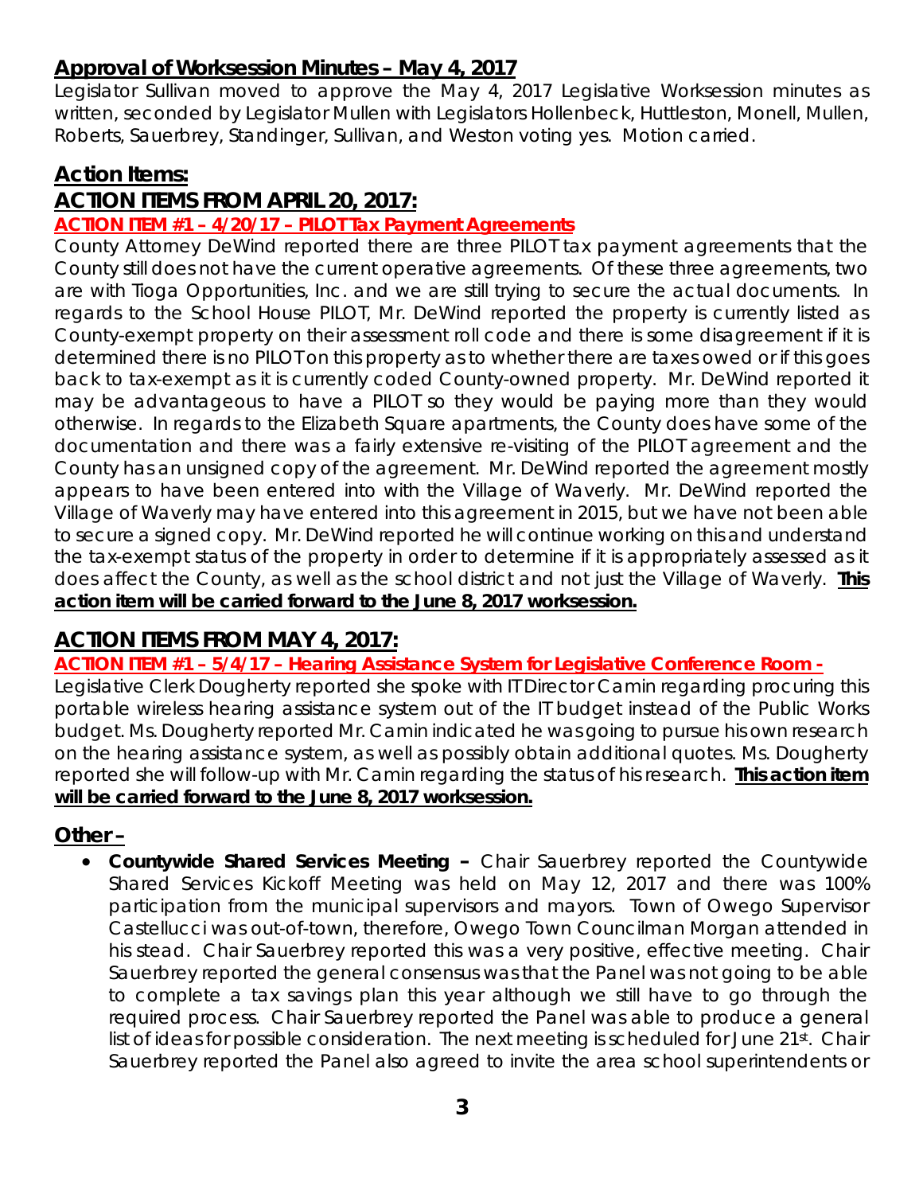## Approval of Worksession Minutes – May 4, 2017

Legislator Sullivan moved to approve the May 4, 2017 Legislative Worksession minutes as written, seconded by Legislator Mullen with Legislators Hollenbeck, Huttleston, Monell, Mullen, Roberts, Sauerbrey, Standinger, Sullivan, and Weston voting yes. Motion carried.

## Action Items:

## ACTION ITEMS FROM APRIL 20, 2017:

### ACTION ITEM #1 – 4/20/17 – PILOT Tax Payment Agreements

County Attorney DeWind reported there are three PILOT tax payment agreements that the County still does not have the current operative agreements. Of these three agreements, two are with Tioga Opportunities, Inc. and we are still trying to secure the actual documents. In regards to the School House PILOT, Mr. DeWind reported the property is currently listed as County-exempt property on their assessment roll code and there is some disagreement if it is determined there is no PILOT on this property as to whether there are taxes owed or if this goes back to tax-exempt as it is currently coded County-owned property. Mr. DeWind reported it may be advantageous to have a PILOT so they would be paying more than they would otherwise. In regards to the Elizabeth Square apartments, the County does have some of the documentation and there was a fairly extensive re-visiting of the PILOT agreement and the County has an unsigned copy of the agreement. Mr. DeWind reported the agreement mostly appears to have been entered into with the Village of Waverly. Mr. DeWind reported the Village of Waverly may have entered into this agreement in 2015, but we have not been able to secure a signed copy. Mr. DeWind reported he will continue working on this and understand the tax-exempt status of the property in order to determine if it is appropriately assessed as it does affect the County, as well as the school district and not just the Village of Waverly. **This action item will be carried forward to the June 8, 2017 worksession.**

## ACTION ITEMS FROM MAY 4, 2017:

### ACTION ITEM #1 – 5/4/17 – Hearing Assistance System for Legislative Conference Room -

Legislative Clerk Dougherty reported she spoke with IT Director Camin regarding procuring this portable wireless hearing assistance system out of the IT budget instead of the Public Works budget. Ms. Dougherty reported Mr. Camin indicated he was going to pursue his own research on the hearing assistance system, as well as possibly obtain additional quotes. Ms. Dougherty reported she will follow-up with Mr. Camin regarding the status of his research. **This action item will be carried forward to the June 8, 2017 worksession.**

## Other –

- **Countywide Shared Services Meeting –** Chair Sauerbrey reported the Countywide Shared Services Kickoff Meeting was held on May 12, 2017 and there was 100% participation from the municipal supervisors and mayors. Town of Owego Supervisor Castellucci was out-of-town, therefore, Owego Town Councilman Morgan attended in his stead. Chair Sauerbrey reported this was a very positive, effective meeting. Chair Sauerbrey reported the general consensus was that the Panel was not going to be able to complete a tax savings plan this year although we still have to go through the required process. Chair Sauerbrey reported the Panel was able to produce a general list of ideas for possible consideration. The next meeting is scheduled for June 21st. Chair Sauerbrey reported the Panel also agreed to invite the area school superintendents or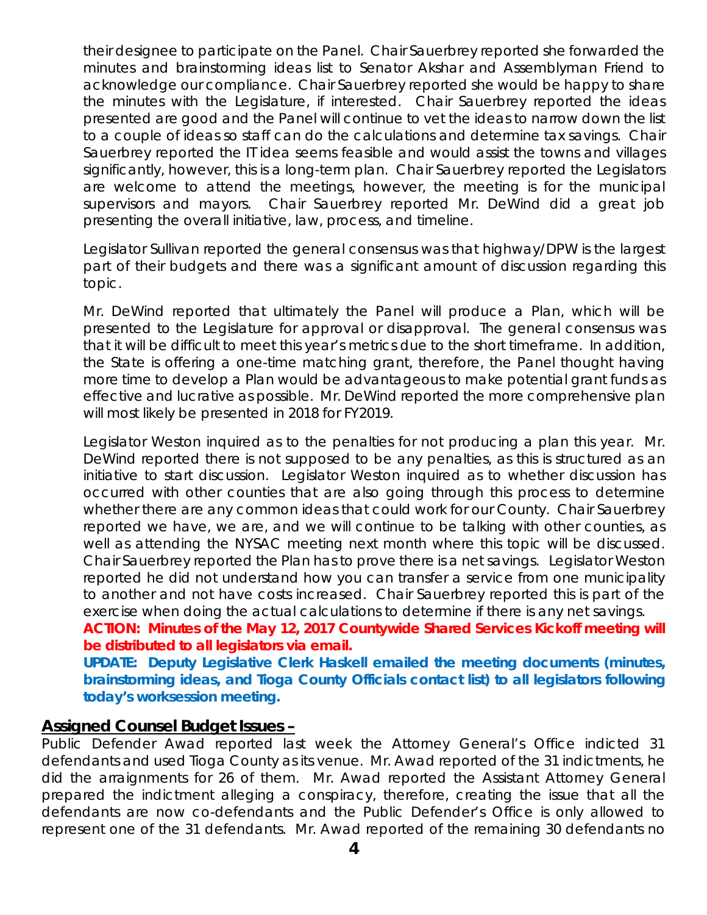their designee to participate on the Panel. Chair Sauerbrey reported she forwarded the minutes and brainstorming ideas list to Senator Akshar and Assemblyman Friend to acknowledge our compliance. Chair Sauerbrey reported she would be happy to share the minutes with the Legislature, if interested. Chair Sauerbrey reported the ideas presented are good and the Panel will continue to vet the ideas to narrow down the list to a couple of ideas so staff can do the calculations and determine tax savings. Chair Sauerbrey reported the IT idea seems feasible and would assist the towns and villages significantly, however, this is a long-term plan. Chair Sauerbrey reported the Legislators are welcome to attend the meetings, however, the meeting is for the municipal supervisors and mayors. Chair Sauerbrey reported Mr. DeWind did a great job presenting the overall initiative, law, process, and timeline.

Legislator Sullivan reported the general consensus was that highway/DPW is the largest part of their budgets and there was a significant amount of discussion regarding this topic.

Mr. DeWind reported that ultimately the Panel will produce a Plan, which will be presented to the Legislature for approval or disapproval. The general consensus was that it will be difficult to meet this year's metrics due to the short timeframe. In addition, the State is offering a one-time matching grant, therefore, the Panel thought having more time to develop a Plan would be advantageous to make potential grant funds as effective and lucrative as possible. Mr. DeWind reported the more comprehensive plan will most likely be presented in 2018 for FY2019.

Legislator Weston inquired as to the penalties for not producing a plan this year. Mr. DeWind reported there is not supposed to be any penalties, as this is structured as an initiative to start discussion. Legislator Weston inquired as to whether discussion has occurred with other counties that are also going through this process to determine whether there are any common ideas that could work for our County. Chair Sauerbrey reported we have, we are, and we will continue to be talking with other counties, as well as attending the NYSAC meeting next month where this topic will be discussed. Chair Sauerbrey reported the Plan has to prove there is a net savings. Legislator Weston reported he did not understand how you can transfer a service from one municipality to another and not have costs increased. Chair Sauerbrey reported this is part of the exercise when doing the actual calculations to determine if there is any net savings.

**ACTION: Minutes of the May 12, 2017 Countywide Shared Services Kickoff meeting will be distributed to all legislators via email.**

**UPDATE: Deputy Legislative Clerk Haskell emailed the meeting documents (minutes, brainstorming ideas, and Tioga County Officials contact list) to all legislators following today's worksession meeting.**

## Assigned Counsel Budget Issues –

Public Defender Awad reported last week the Attorney General's Office indicted 31 defendants and used Tioga County as its venue. Mr. Awad reported of the 31 indictments, he did the arraignments for 26 of them. Mr. Awad reported the Assistant Attorney General prepared the indictment alleging a conspiracy, therefore, creating the issue that all the defendants are now co-defendants and the Public Defender's Office is only allowed to represent one of the 31 defendants. Mr. Awad reported of the remaining 30 defendants no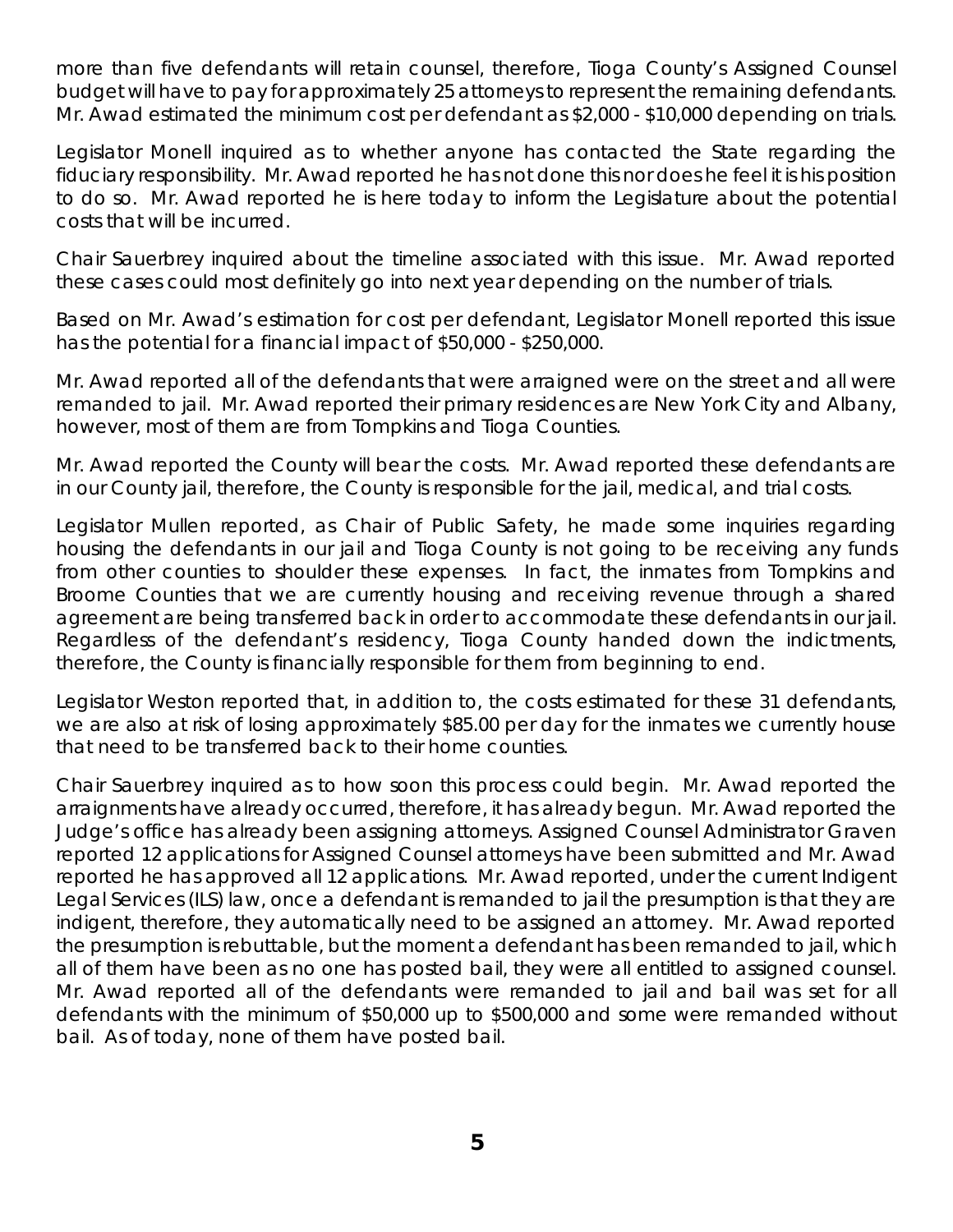more than five defendants will retain counsel, therefore, Tioga County's Assigned Counsel budget will have to pay for approximately 25 attorneys to represent the remaining defendants. Mr. Awad estimated the minimum cost per defendant as $2,000 - $10,000 depending on trials.

Legislator Monell inquired as to whether anyone has contacted the State regarding the fiduciary responsibility. Mr. Awad reported he has not done this nor does he feel it is his position to do so. Mr. Awad reported he is here today to inform the Legislature about the potential costs that will be incurred.

Chair Sauerbrey inquired about the timeline associated with this issue. Mr. Awad reported these cases could most definitely go into next year depending on the number of trials.

Based on Mr. Awad's estimation for cost per defendant, Legislator Monell reported this issue has the potential for a financial impact of $50,000 - $250,000.

Mr. Awad reported all of the defendants that were arraigned were on the street and all were remanded to jail. Mr. Awad reported their primary residences are New York City and Albany, however, most of them are from Tompkins and Tioga Counties.

Mr. Awad reported the County will bear the costs. Mr. Awad reported these defendants are in our County jail, therefore, the County is responsible for the jail, medical, and trial costs.

Legislator Mullen reported, as Chair of Public Safety, he made some inquiries regarding housing the defendants in our jail and Tioga County is not going to be receiving any funds from other counties to shoulder these expenses. In fact, the inmates from Tompkins and Broome Counties that we are currently housing and receiving revenue through a shared agreement are being transferred back in order to accommodate these defendants in our jail. Regardless of the defendant's residency, Tioga County handed down the indictments, therefore, the County is financially responsible for them from beginning to end.

Legislator Weston reported that, in addition to, the costs estimated for these 31 defendants, we are also at risk of losing approximately $85.00 per day for the inmates we currently house that need to be transferred back to their home counties.

Chair Sauerbrey inquired as to how soon this process could begin. Mr. Awad reported the arraignments have already occurred, therefore, it has already begun. Mr. Awad reported the Judge's office has already been assigning attorneys. Assigned Counsel Administrator Graven reported 12 applications for Assigned Counsel attorneys have been submitted and Mr. Awad reported he has approved all 12 applications. Mr. Awad reported, under the current Indigent Legal Services (ILS) law, once a defendant is remanded to jail the presumption is that they are indigent, therefore, they automatically need to be assigned an attorney. Mr. Awad reported the presumption is rebuttable, but the moment a defendant has been remanded to jail, which all of them have been as no one has posted bail, they were all entitled to assigned counsel. Mr. Awad reported all of the defendants were remanded to jail and bail was set for all defendants with the minimum of $50,000 up to $500,000 and some were remanded without bail. As of today, none of them have posted bail.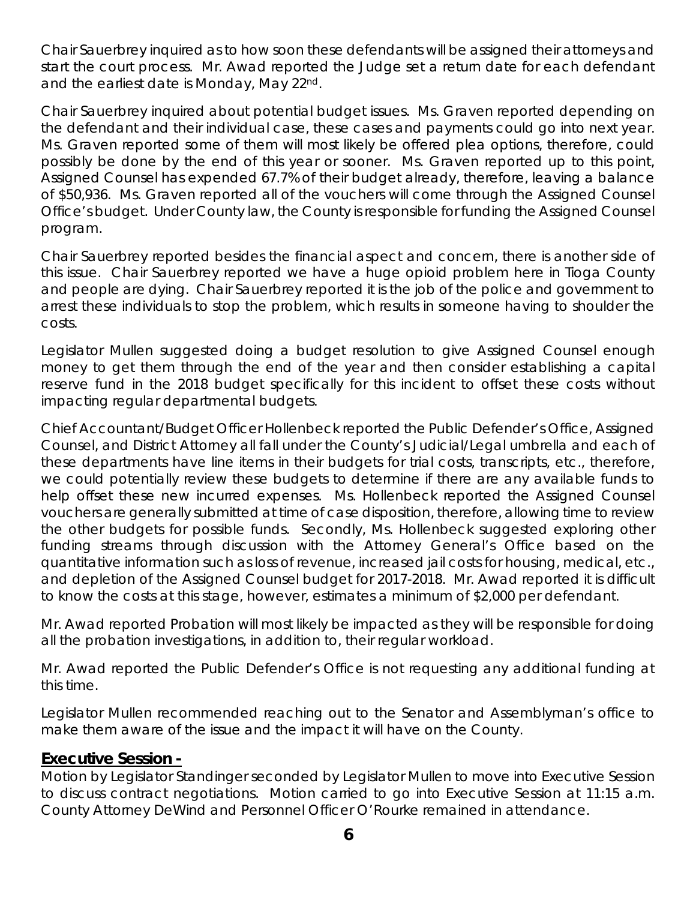Chair Sauerbrey inquired as to how soon these defendants will be assigned their attorneys and start the court process. Mr. Awad reported the Judge set a return date for each defendant and the earliest date is Monday, May 22nd.

Chair Sauerbrey inquired about potential budget issues. Ms. Graven reported depending on the defendant and their individual case, these cases and payments could go into next year. Ms. Graven reported some of them will most likely be offered plea options, therefore, could possibly be done by the end of this year or sooner. Ms. Graven reported up to this point, Assigned Counsel has expended 67.7% of their budget already, therefore, leaving a balance of $50,936. Ms. Graven reported all of the vouchers will come through the Assigned Counsel Office's budget. Under County law, the County is responsible for funding the Assigned Counsel program.

Chair Sauerbrey reported besides the financial aspect and concern, there is another side of this issue. Chair Sauerbrey reported we have a huge opioid problem here in Tioga County and people are dying. Chair Sauerbrey reported it is the job of the police and government to arrest these individuals to stop the problem, which results in someone having to shoulder the costs.

Legislator Mullen suggested doing a budget resolution to give Assigned Counsel enough money to get them through the end of the year and then consider establishing a capital reserve fund in the 2018 budget specifically for this incident to offset these costs without impacting regular departmental budgets.

Chief Accountant/Budget Officer Hollenbeck reported the Public Defender's Office, Assigned Counsel, and District Attorney all fall under the County's Judicial/Legal umbrella and each of these departments have line items in their budgets for trial costs, transcripts, etc., therefore, we could potentially review these budgets to determine if there are any available funds to help offset these new incurred expenses. Ms. Hollenbeck reported the Assigned Counsel vouchers are generally submitted at time of case disposition, therefore, allowing time to review the other budgets for possible funds. Secondly, Ms. Hollenbeck suggested exploring other funding streams through discussion with the Attorney General's Office based on the quantitative information such as loss of revenue, increased jail costs for housing, medical, etc., and depletion of the Assigned Counsel budget for 2017-2018. Mr. Awad reported it is difficult to know the costs at this stage, however, estimates a minimum of $2,000 per defendant.

Mr. Awad reported Probation will most likely be impacted as they will be responsible for doing all the probation investigations, in addition to, their regular workload.

Mr. Awad reported the Public Defender's Office is not requesting any additional funding at this time.

Legislator Mullen recommended reaching out to the Senator and Assemblyman's office to make them aware of the issue and the impact it will have on the County.

## Executive Session -

Motion by Legislator Standinger seconded by Legislator Mullen to move into Executive Session to discuss contract negotiations. Motion carried to go into Executive Session at 11:15 a.m. County Attorney DeWind and Personnel Officer O'Rourke remained in attendance.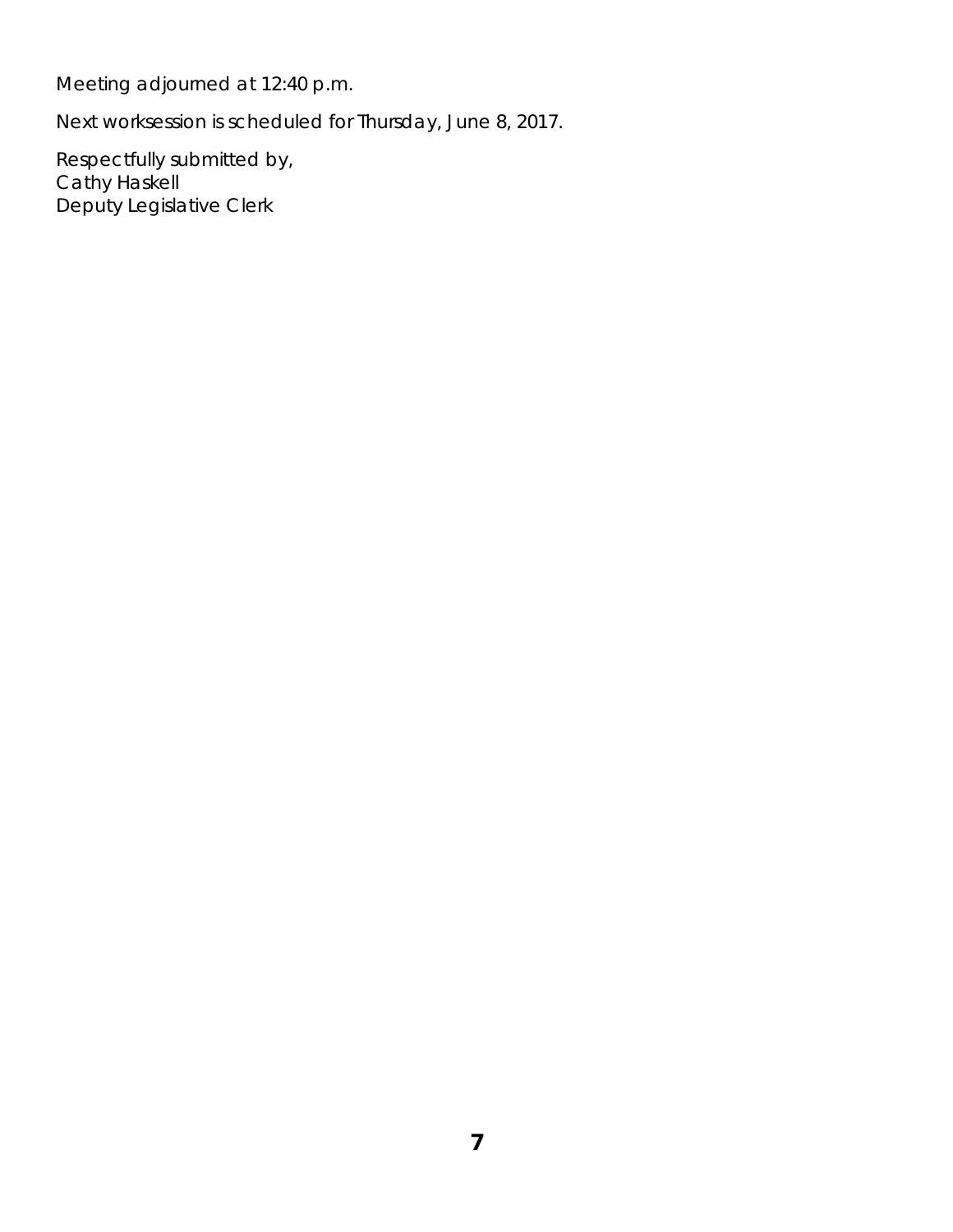Meeting adjourned at 12:40 p.m.

Next worksession is scheduled for Thursday, June 8, 2017.

Respectfully submitted by,
Cathy Haskell
Deputy Legislative Clerk